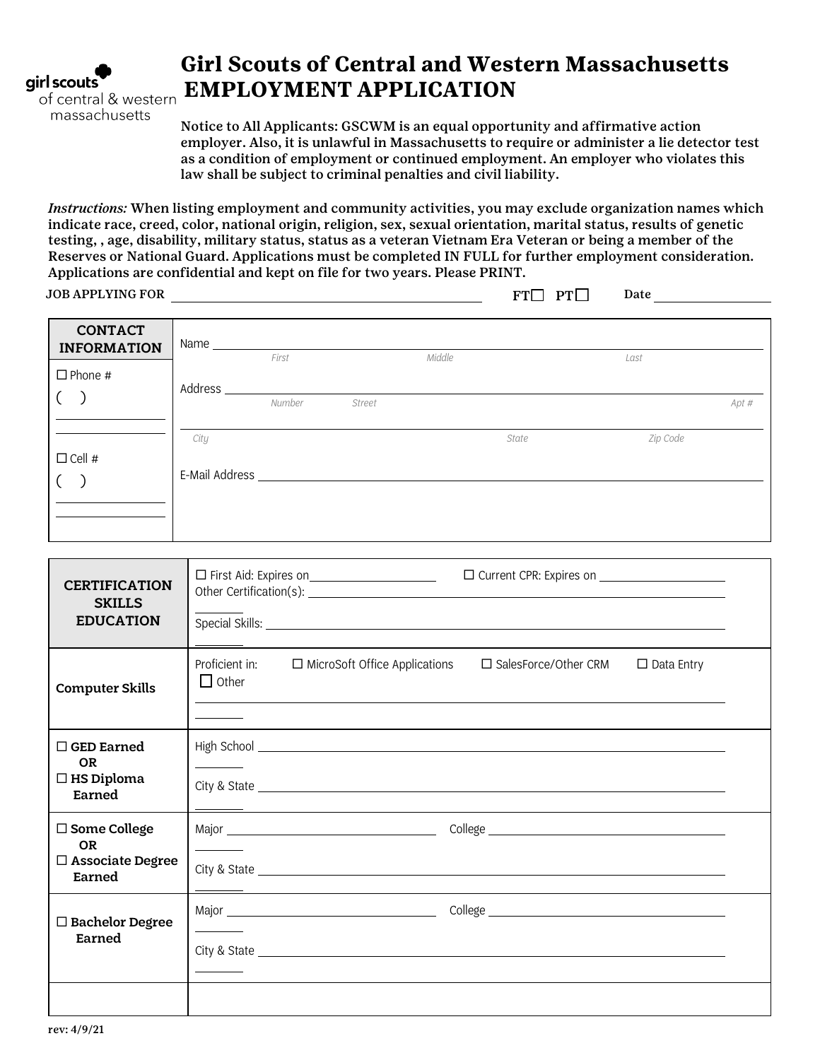girl scouts of central & western massachusetts

# Girl Scouts of Central and Western Massachusetts
# EMPLOYMENT APPLICATION

**Notice to All Applicants: GSCWM is an equal opportunity and affirmative action employer. Also, it is unlawful in Massachusetts to require or administer a lie detector test as a condition of employment or continued employment. An employer who violates this law shall be subject to criminal penalties and civil liability.**

*Instructions:* **When listing employment and community activities, you may exclude organization names which indicate race, creed, color, national origin, religion, sex, sexual orientation, marital status, results of genetic testing, , age, disability, military status, status as a veteran Vietnam Era Veteran or being a member of the Reserves or National Guard. Applications must be completed IN FULL for further employment consideration. Applications are confidential and kept on file for two years. Please PRINT.**

**JOB APPLYING FOR** ______________________ **FT**☐ **PT**☐ **Date** __________

| **CONTACT INFORMATION** | |
|---|---|
| ☐ Phone # ( ) ________ | Name ______________________ (First / Middle / Last) |
| | Address ______________________ (Number / Street / Apt #) |
| | ______________________ (City / State / Zip Code) |
| ☐ Cell # ( ) ________ | E-Mail Address ______________________ |

| **CERTIFICATION SKILLS EDUCATION** | ☐ First Aid: Expires on __________ ☐ Current CPR: Expires on __________<br>Other Certification(s): ______________________<br>Special Skills: ______________________ |
|---|---|
| **Computer Skills** | Proficient in: ☐ MicroSoft Office Applications ☐ SalesForce/Other CRM ☐ Data Entry ☐ Other ______________________ |
| ☐ **GED Earned OR** ☐ **HS Diploma Earned** | High School ______________________<br>City & State ______________________ |
| ☐ **Some College OR** ☐ **Associate Degree Earned** | Major __________ College __________<br>City & State ______________________ |
| ☐ **Bachelor Degree Earned** | Major __________ College __________<br>City & State ______________________ |
| | |

rev: 4/9/21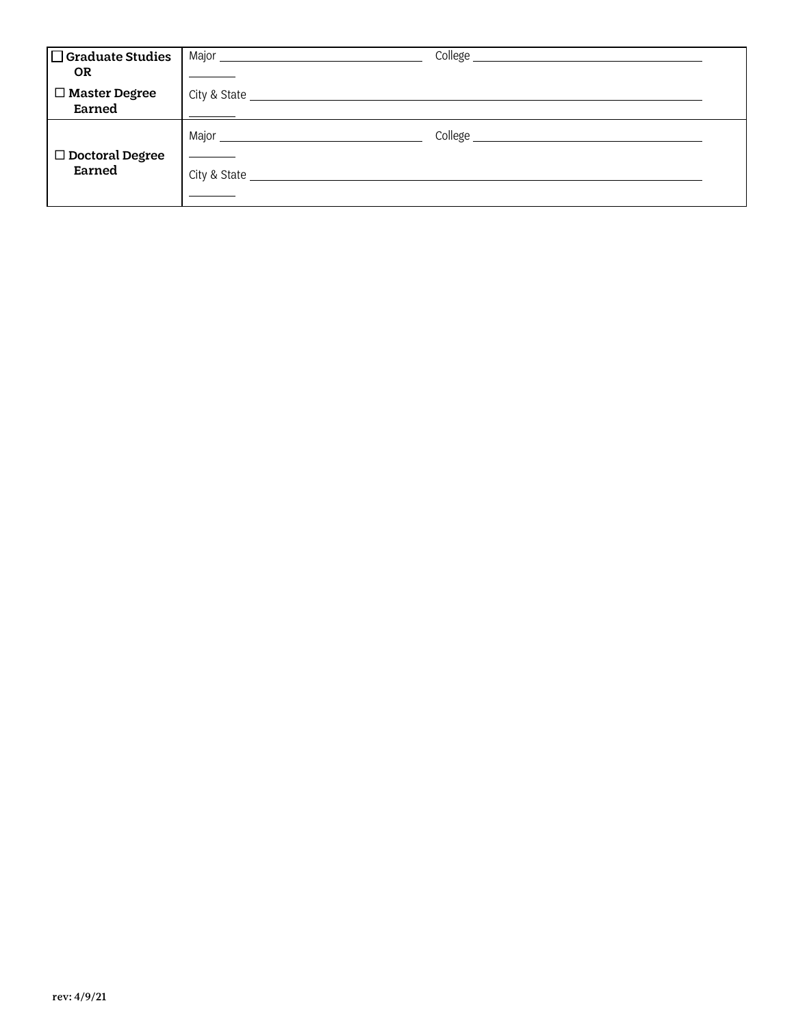| | |
|---|---|
| ☐ **Graduate Studies OR** ☐ **Master Degree Earned** | Major ______________ College ______________ ________ City & State ______________ ________ |
| ☐ **Doctoral Degree Earned** | Major ______________ College ______________ ________ City & State ______________ ________ |

**rev: 4/9/21**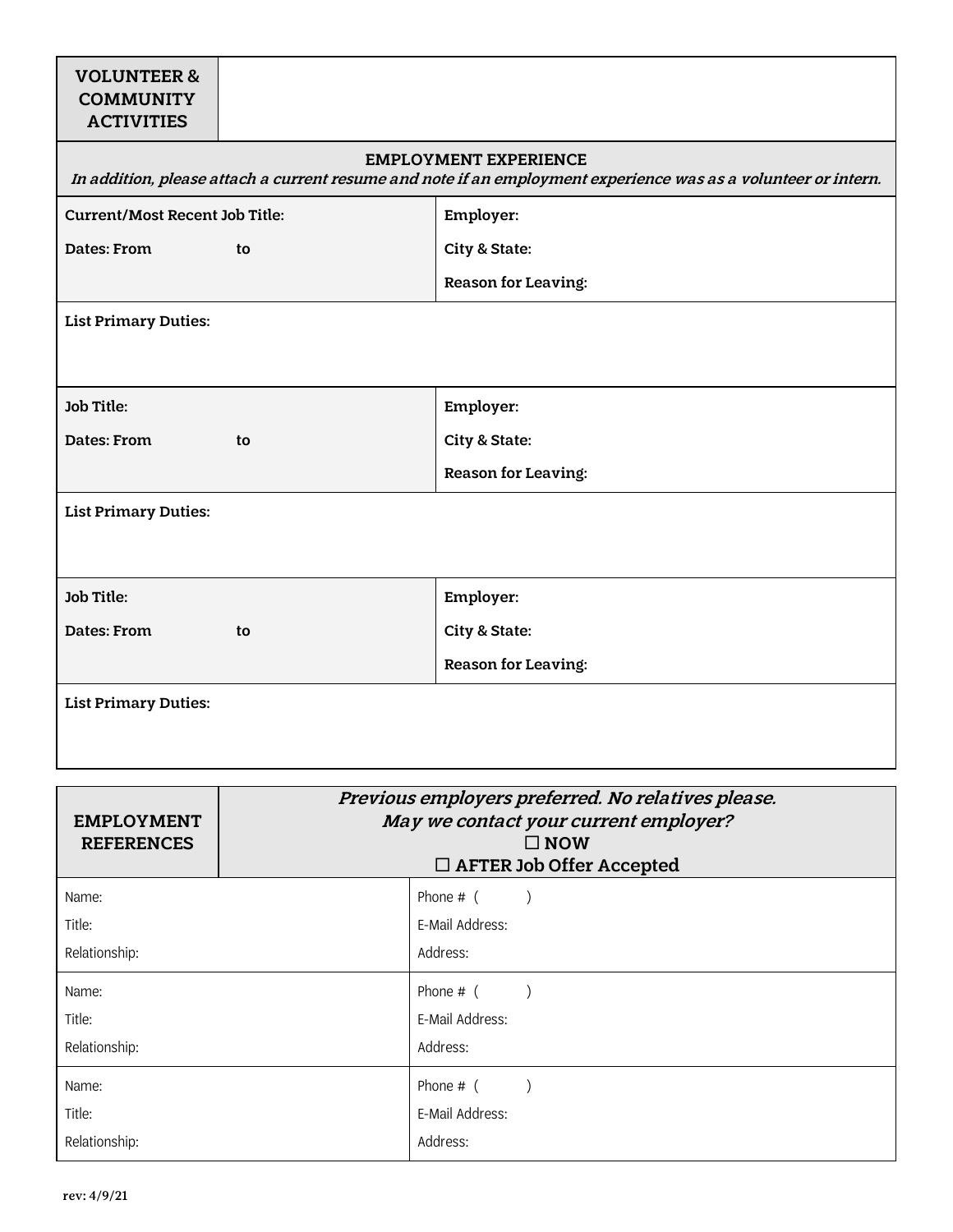| **VOLUNTEER & COMMUNITY ACTIVITIES** | |
|---|---|

## EMPLOYMENT EXPERIENCE

***In addition, please attach a current resume and note if an employment experience was as a volunteer or intern.***

| **Current/Most Recent Job Title:** | **Employer:** |
|---|---|
| **Dates: From &nbsp;&nbsp;&nbsp;&nbsp;&nbsp;&nbsp;&nbsp; to** | **City & State:** |
| | **Reason for Leaving:** |
| **List Primary Duties:** | |

| **Job Title:** | **Employer:** |
|---|---|
| **Dates: From &nbsp;&nbsp;&nbsp;&nbsp;&nbsp;&nbsp;&nbsp; to** | **City & State:** |
| | **Reason for Leaving:** |
| **List Primary Duties:** | |

| **Job Title:** | **Employer:** |
|---|---|
| **Dates: From &nbsp;&nbsp;&nbsp;&nbsp;&nbsp;&nbsp;&nbsp; to** | **City & State:** |
| | **Reason for Leaving:** |
| **List Primary Duties:** | |

## EMPLOYMENT REFERENCES

***Previous employers preferred. No relatives please.***
***May we contact your current employer?***

☐ **NOW**
☐ **AFTER Job Offer Accepted**

| Name: | Phone # ( &nbsp;&nbsp;&nbsp;&nbsp;&nbsp; ) |
|---|---|
| Title: | E-Mail Address: |
| Relationship: | Address: |
| Name: | Phone # ( &nbsp;&nbsp;&nbsp;&nbsp;&nbsp; ) |
| Title: | E-Mail Address: |
| Relationship: | Address: |
| Name: | Phone # ( &nbsp;&nbsp;&nbsp;&nbsp;&nbsp; ) |
| Title: | E-Mail Address: |
| Relationship: | Address: |

rev: 4/9/21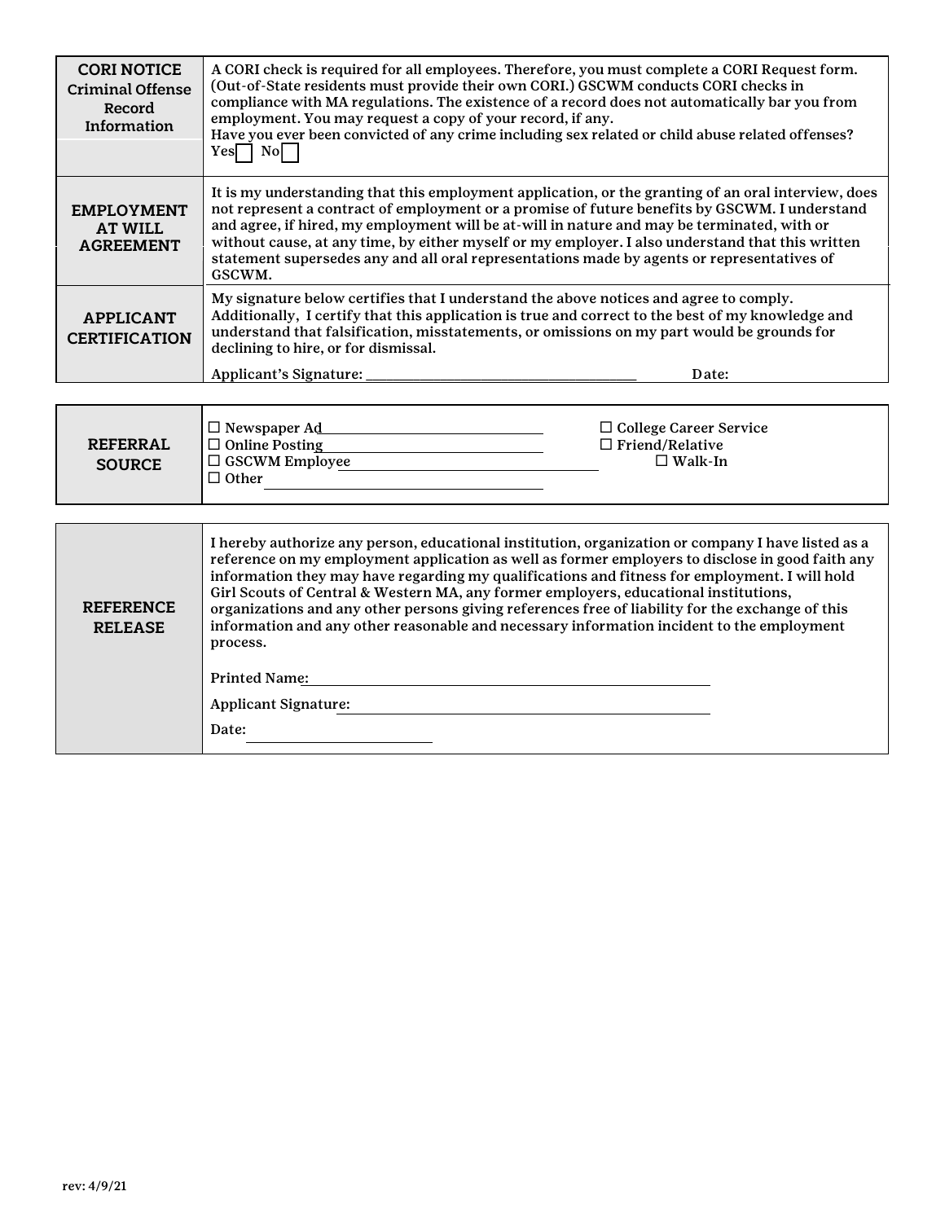| | |
|---|---|
| **CORI NOTICE** **Criminal Offense Record Information** | A CORI check is required for all employees. Therefore, you must complete a CORI Request form. (Out-of-State residents must provide their own CORI.) GSCWM conducts CORI checks in compliance with MA regulations. The existence of a record does not automatically bar you from employment. You may request a copy of your record, if any. Have you ever been convicted of any crime including sex related or child abuse related offenses? Yes ☐ No ☐ |
| **EMPLOYMENT AT WILL AGREEMENT** | It is my understanding that this employment application, or the granting of an oral interview, does not represent a contract of employment or a promise of future benefits by GSCWM. I understand and agree, if hired, my employment will be at-will in nature and may be terminated, with or without cause, at any time, by either myself or my employer. I also understand that this written statement supersedes any and all oral representations made by agents or representatives of GSCWM. |
| **APPLICANT CERTIFICATION** | My signature below certifies that I understand the above notices and agree to comply. Additionally, I certify that this application is true and correct to the best of my knowledge and understand that falsification, misstatements, or omissions on my part would be grounds for declining to hire, or for dismissal. Applicant's Signature: ____________________ Date: |

| | | |
|---|---|---|
| **REFERRAL SOURCE** | ☐ Newspaper Ad ____________________ ☐ Online Posting ____________________ ☐ GSCWM Employee ____________________ ☐ Other ____________________ | ☐ College Career Service ☐ Friend/Relative ☐ Walk-In |

| | |
|---|---|
| **REFERENCE RELEASE** | I hereby authorize any person, educational institution, organization or company I have listed as a reference on my employment application as well as former employers to disclose in good faith any information they may have regarding my qualifications and fitness for employment. I will hold Girl Scouts of Central & Western MA, any former employers, educational institutions, organizations and any other persons giving references free of liability for the exchange of this information and any other reasonable and necessary information incident to the employment process. Printed Name: ____________________ Applicant Signature: ____________________ Date: ____________________ |

rev: 4/9/21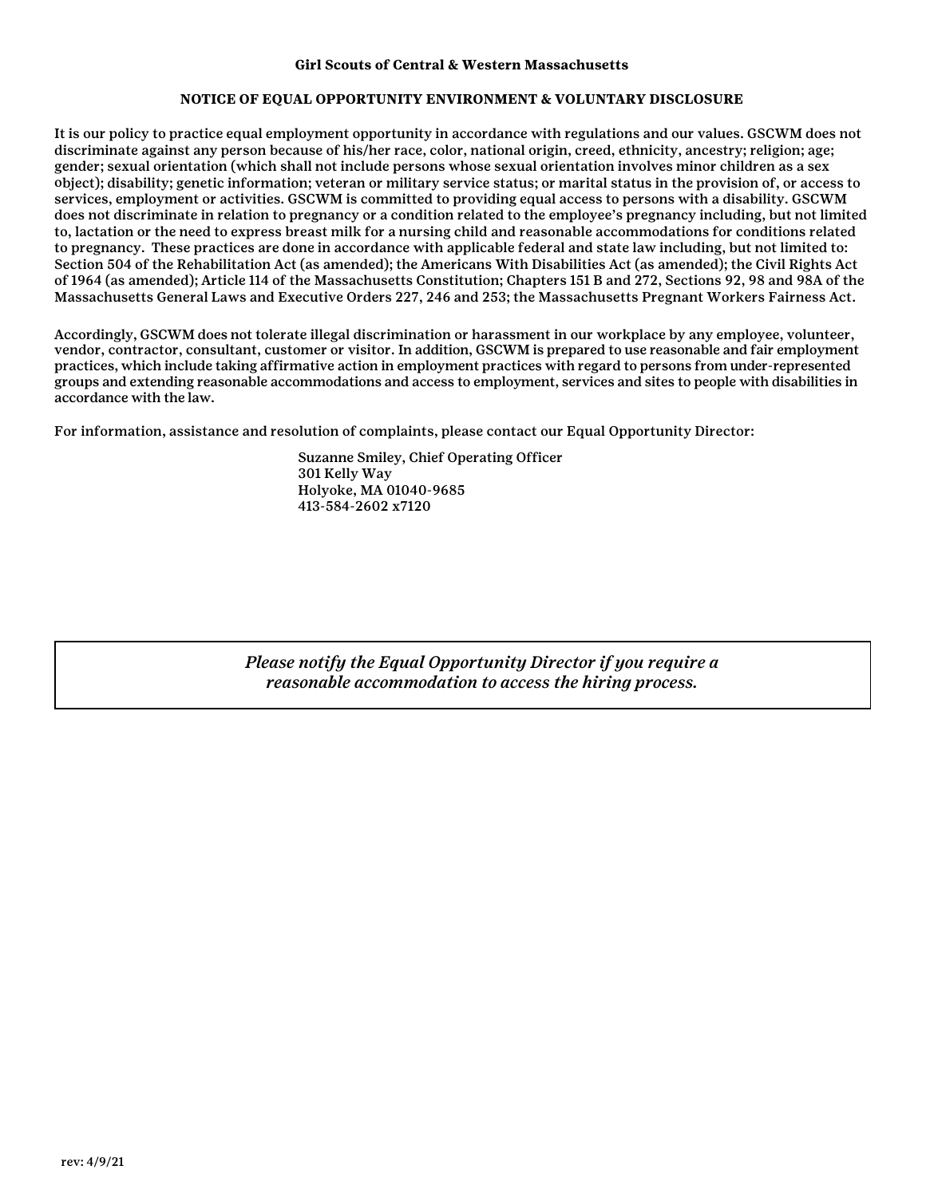**Girl Scouts of Central & Western Massachusetts**

**NOTICE OF EQUAL OPPORTUNITY ENVIRONMENT & VOLUNTARY DISCLOSURE**

It is our policy to practice equal employment opportunity in accordance with regulations and our values. GSCWM does not discriminate against any person because of his/her race, color, national origin, creed, ethnicity, ancestry; religion; age; gender; sexual orientation (which shall not include persons whose sexual orientation involves minor children as a sex object); disability; genetic information; veteran or military service status; or marital status in the provision of, or access to services, employment or activities. GSCWM is committed to providing equal access to persons with a disability. GSCWM does not discriminate in relation to pregnancy or a condition related to the employee's pregnancy including, but not limited to, lactation or the need to express breast milk for a nursing child and reasonable accommodations for conditions related to pregnancy. These practices are done in accordance with applicable federal and state law including, but not limited to: Section 504 of the Rehabilitation Act (as amended); the Americans With Disabilities Act (as amended); the Civil Rights Act of 1964 (as amended); Article 114 of the Massachusetts Constitution; Chapters 151 B and 272, Sections 92, 98 and 98A of the Massachusetts General Laws and Executive Orders 227, 246 and 253; the Massachusetts Pregnant Workers Fairness Act.

Accordingly, GSCWM does not tolerate illegal discrimination or harassment in our workplace by any employee, volunteer, vendor, contractor, consultant, customer or visitor. In addition, GSCWM is prepared to use reasonable and fair employment practices, which include taking affirmative action in employment practices with regard to persons from under-represented groups and extending reasonable accommodations and access to employment, services and sites to people with disabilities in accordance with the law.

For information, assistance and resolution of complaints, please contact our Equal Opportunity Director:

Suzanne Smiley, Chief Operating Officer
301 Kelly Way
Holyoke, MA 01040-9685
413-584-2602 x7120

*Please notify the Equal Opportunity Director if you require a reasonable accommodation to access the hiring process.*

rev: 4/9/21